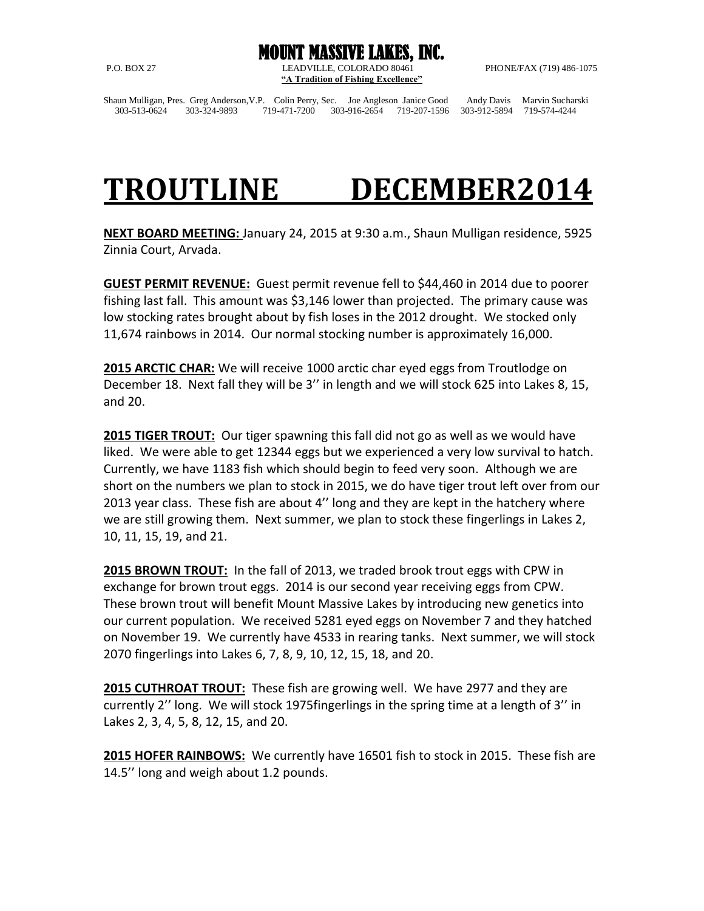# MOUNT MASSIVE LAKES, INC.

P.O. BOX 27 LEADVILLE, COLORADO 80461 PHONE/FAX (719) 486-1075

**"A Tradition of Fishing Excellence"**

Shaun Mulligan, Pres. 303-513-0624 Greg Anderson,V.P. 303-324-9893 Colin Perry, Sec. 719-471-7200 Joe Angleson 303-916-2654 Janice Good 719-207-1596 Andy Davis 303-912-5894 Marvin Sucharski 719-574-4244

# TROUTLINE DECEMBER2014

**NEXT BOARD MEETING:** January 24, 2015 at 9:30 a.m., Shaun Mulligan residence, 5925 Zinnia Court, Arvada.

**GUEST PERMIT REVENUE:** Guest permit revenue fell to $44,460 in 2014 due to poorer fishing last fall. This amount was $3,146 lower than projected. The primary cause was low stocking rates brought about by fish loses in the 2012 drought. We stocked only 11,674 rainbows in 2014. Our normal stocking number is approximately 16,000.

**2015 ARCTIC CHAR:** We will receive 1000 arctic char eyed eggs from Troutlodge on December 18. Next fall they will be 3'' in length and we will stock 625 into Lakes 8, 15, and 20.

**2015 TIGER TROUT:** Our tiger spawning this fall did not go as well as we would have liked. We were able to get 12344 eggs but we experienced a very low survival to hatch. Currently, we have 1183 fish which should begin to feed very soon. Although we are short on the numbers we plan to stock in 2015, we do have tiger trout left over from our 2013 year class. These fish are about 4'' long and they are kept in the hatchery where we are still growing them. Next summer, we plan to stock these fingerlings in Lakes 2, 10, 11, 15, 19, and 21.

**2015 BROWN TROUT:** In the fall of 2013, we traded brook trout eggs with CPW in exchange for brown trout eggs. 2014 is our second year receiving eggs from CPW. These brown trout will benefit Mount Massive Lakes by introducing new genetics into our current population. We received 5281 eyed eggs on November 7 and they hatched on November 19. We currently have 4533 in rearing tanks. Next summer, we will stock 2070 fingerlings into Lakes 6, 7, 8, 9, 10, 12, 15, 18, and 20.

**2015 CUTHROAT TROUT:** These fish are growing well. We have 2977 and they are currently 2'' long. We will stock 1975fingerlings in the spring time at a length of 3'' in Lakes 2, 3, 4, 5, 8, 12, 15, and 20.

**2015 HOFER RAINBOWS:** We currently have 16501 fish to stock in 2015. These fish are 14.5'' long and weigh about 1.2 pounds.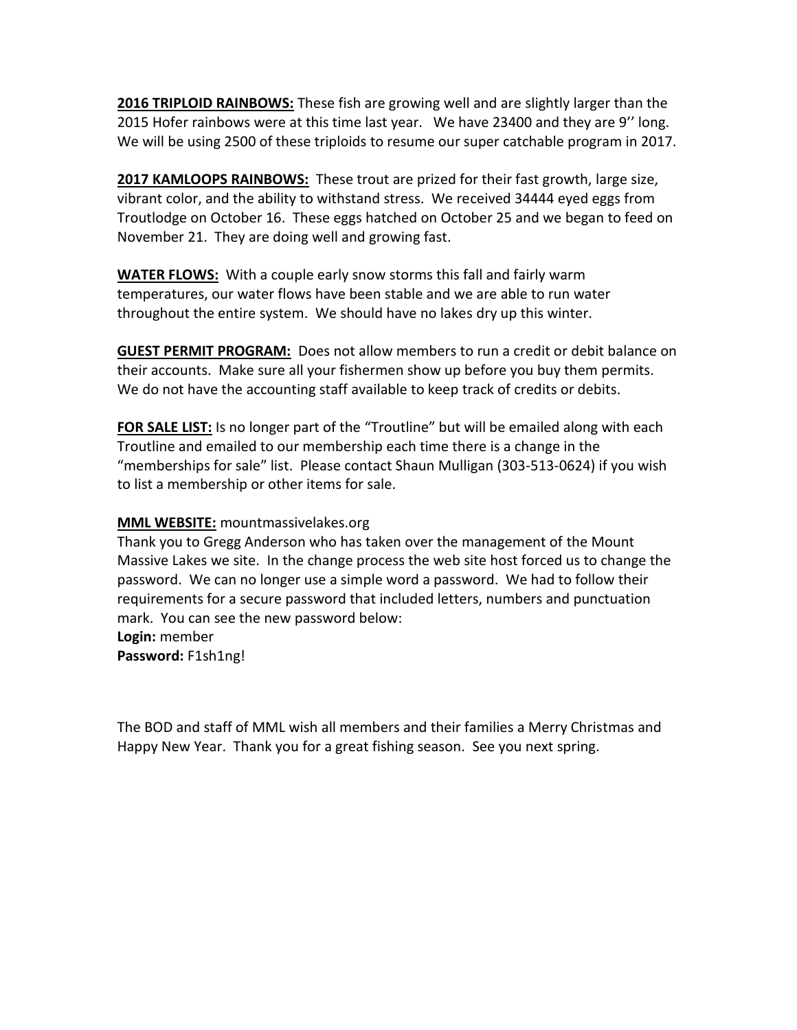**2016 TRIPLOID RAINBOWS:** These fish are growing well and are slightly larger than the 2015 Hofer rainbows were at this time last year. We have 23400 and they are 9'' long. We will be using 2500 of these triploids to resume our super catchable program in 2017.

**2017 KAMLOOPS RAINBOWS:** These trout are prized for their fast growth, large size, vibrant color, and the ability to withstand stress. We received 34444 eyed eggs from Troutlodge on October 16. These eggs hatched on October 25 and we began to feed on November 21. They are doing well and growing fast.

**WATER FLOWS:** With a couple early snow storms this fall and fairly warm temperatures, our water flows have been stable and we are able to run water throughout the entire system. We should have no lakes dry up this winter.

**GUEST PERMIT PROGRAM:** Does not allow members to run a credit or debit balance on their accounts. Make sure all your fishermen show up before you buy them permits. We do not have the accounting staff available to keep track of credits or debits.

**FOR SALE LIST:** Is no longer part of the "Troutline" but will be emailed along with each Troutline and emailed to our membership each time there is a change in the "memberships for sale" list. Please contact Shaun Mulligan (303-513-0624) if you wish to list a membership or other items for sale.

**MML WEBSITE:** mountmassivelakes.org
Thank you to Gregg Anderson who has taken over the management of the Mount Massive Lakes we site. In the change process the web site host forced us to change the password. We can no longer use a simple word a password. We had to follow their requirements for a secure password that included letters, numbers and punctuation mark. You can see the new password below:
**Login:** member
**Password:** F1sh1ng!

The BOD and staff of MML wish all members and their families a Merry Christmas and Happy New Year. Thank you for a great fishing season. See you next spring.